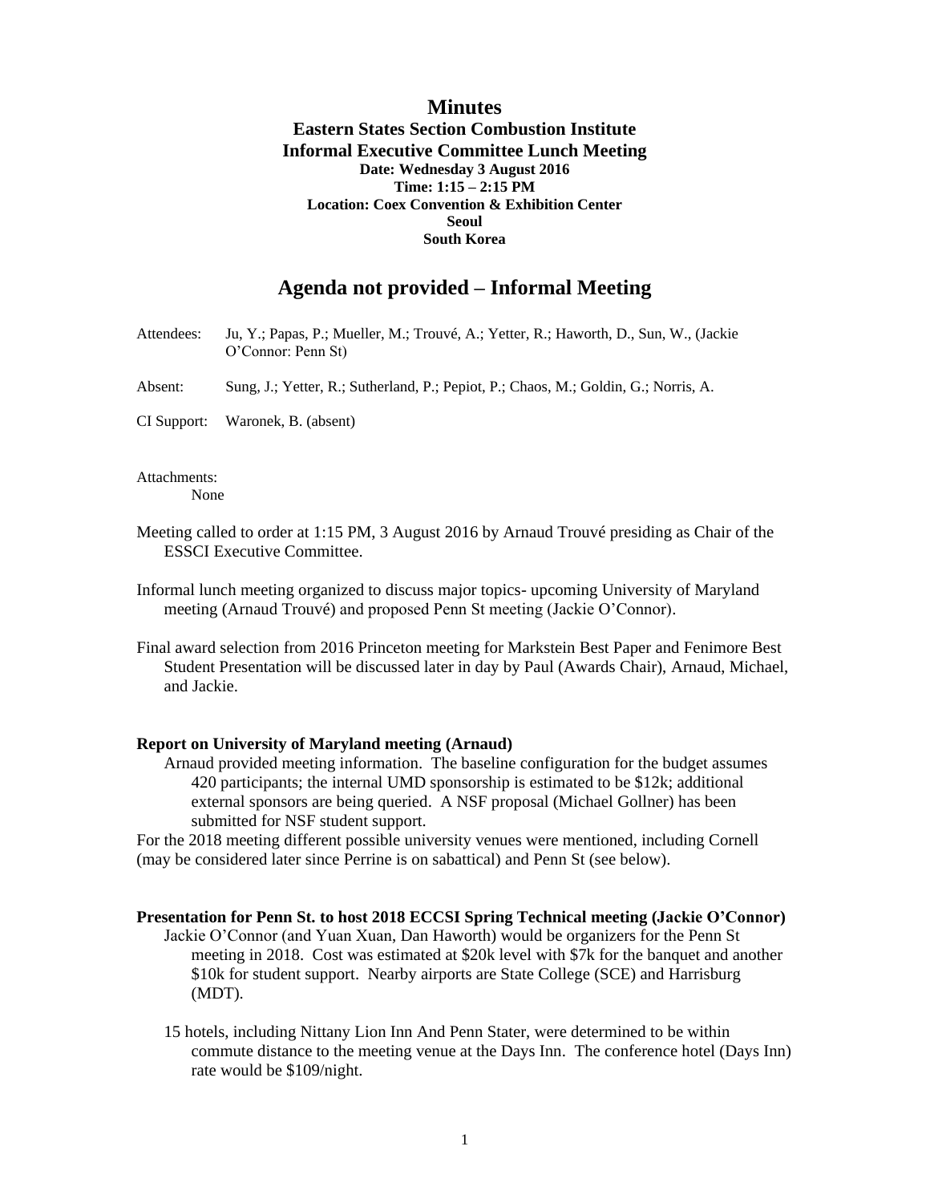# Minutes

## Eastern States Section Combustion Institute
## Informal Executive Committee Lunch Meeting

**Date: Wednesday 3 August 2016**
**Time: 1:15 – 2:15 PM**
**Location: Coex Convention & Exhibition Center**
**Seoul**
**South Korea**

## Agenda not provided – Informal Meeting

Attendees: Ju, Y.; Papas, P.; Mueller, M.; Trouvé, A.; Yetter, R.; Haworth, D., Sun, W., (Jackie O'Connor: Penn St)

Absent: Sung, J.; Yetter, R.; Sutherland, P.; Pepiot, P.; Chaos, M.; Goldin, G.; Norris, A.

CI Support: Waronek, B. (absent)

Attachments:
None

Meeting called to order at 1:15 PM, 3 August 2016 by Arnaud Trouvé presiding as Chair of the ESSCI Executive Committee.

Informal lunch meeting organized to discuss major topics- upcoming University of Maryland meeting (Arnaud Trouvé) and proposed Penn St meeting (Jackie O'Connor).

Final award selection from 2016 Princeton meeting for Markstein Best Paper and Fenimore Best Student Presentation will be discussed later in day by Paul (Awards Chair), Arnaud, Michael, and Jackie.

**Report on University of Maryland meeting (Arnaud)**

Arnaud provided meeting information. The baseline configuration for the budget assumes 420 participants; the internal UMD sponsorship is estimated to be $12k; additional external sponsors are being queried. A NSF proposal (Michael Gollner) has been submitted for NSF student support.

For the 2018 meeting different possible university venues were mentioned, including Cornell (may be considered later since Perrine is on sabbattical) and Penn St (see below).

**Presentation for Penn St. to host 2018 ECCSI Spring Technical meeting (Jackie O'Connor)**

Jackie O'Connor (and Yuan Xuan, Dan Haworth) would be organizers for the Penn St meeting in 2018. Cost was estimated at $20k level with $7k for the banquet and another $10k for student support. Nearby airports are State College (SCE) and Harrisburg (MDT).

15 hotels, including Nittany Lion Inn And Penn Stater, were determined to be within commute distance to the meeting venue at the Days Inn. The conference hotel (Days Inn) rate would be $109/night.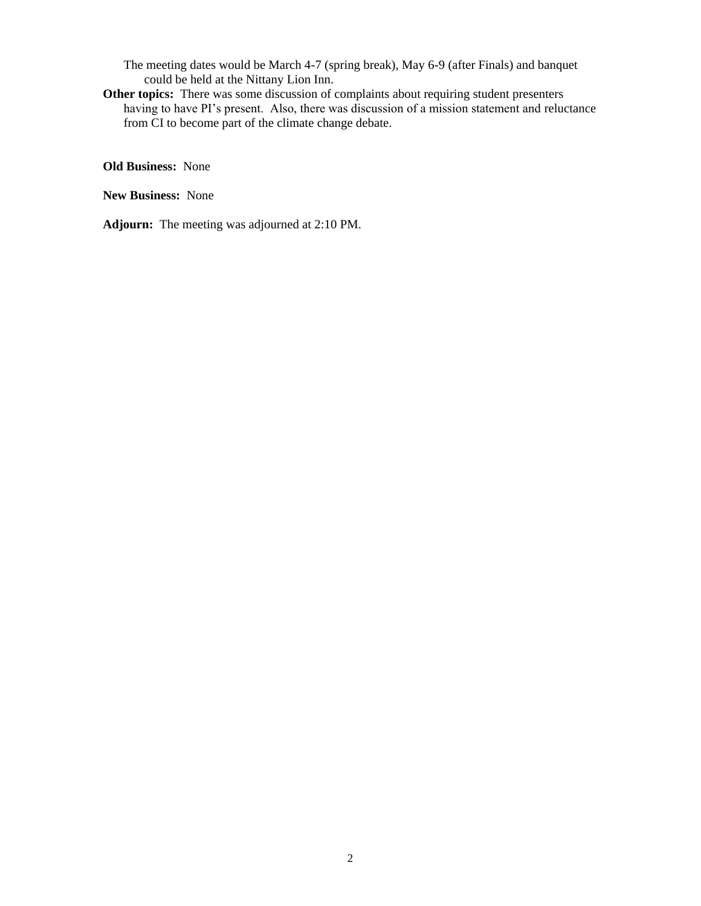The meeting dates would be March 4-7 (spring break), May 6-9 (after Finals) and banquet could be held at the Nittany Lion Inn.

**Other topics:** There was some discussion of complaints about requiring student presenters having to have PI's present. Also, there was discussion of a mission statement and reluctance from CI to become part of the climate change debate.

**Old Business:** None

**New Business:** None

**Adjourn:** The meeting was adjourned at 2:10 PM.